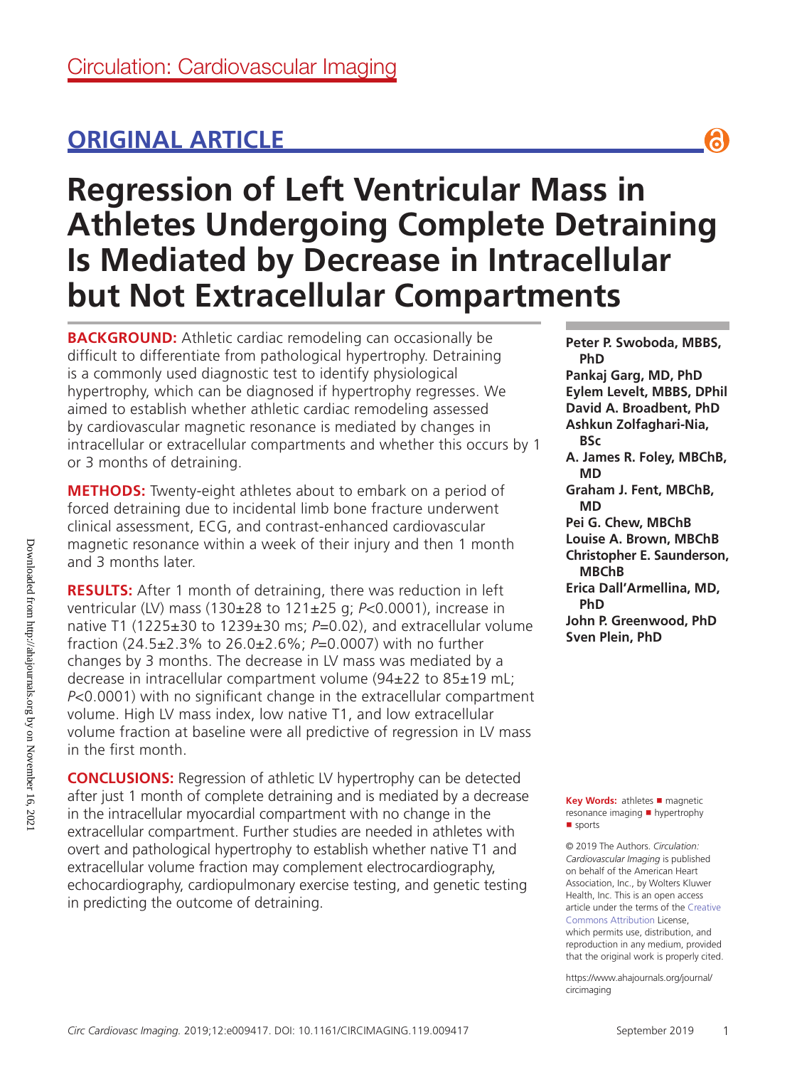Circulation: Cardiovascular Imaging

## ORIGINAL ARTICLE

# Regression of Left Ventricular Mass in Athletes Undergoing Complete Detraining Is Mediated by Decrease in Intracellular but Not Extracellular Compartments

**Peter P. Swoboda, MBBS, PhD**
**Pankaj Garg, MD, PhD**
**Eylem Levelt, MBBS, DPhil**
**David A. Broadbent, PhD**
**Ashkun Zolfaghari-Nia, BSc**
**A. James R. Foley, MBChB, MD**
**Graham J. Fent, MBChB, MD**
**Pei G. Chew, MBChB**
**Louise A. Brown, MBChB**
**Christopher E. Saunderson, MBChB**
**Erica Dall'Armellina, MD, PhD**
**John P. Greenwood, PhD**
**Sven Plein, PhD**

**BACKGROUND:** Athletic cardiac remodeling can occasionally be difficult to differentiate from pathological hypertrophy. Detraining is a commonly used diagnostic test to identify physiological hypertrophy, which can be diagnosed if hypertrophy regresses. We aimed to establish whether athletic cardiac remodeling assessed by cardiovascular magnetic resonance is mediated by changes in intracellular or extracellular compartments and whether this occurs by 1 or 3 months of detraining.

**METHODS:** Twenty-eight athletes about to embark on a period of forced detraining due to incidental limb bone fracture underwent clinical assessment, ECG, and contrast-enhanced cardiovascular magnetic resonance within a week of their injury and then 1 month and 3 months later.

**RESULTS:** After 1 month of detraining, there was reduction in left ventricular (LV) mass (130±28 to 121±25 g; *P*<0.0001), increase in native T1 (1225±30 to 1239±30 ms; *P*=0.02), and extracellular volume fraction (24.5±2.3% to 26.0±2.6%; *P*=0.0007) with no further changes by 3 months. The decrease in LV mass was mediated by a decrease in intracellular compartment volume (94±22 to 85±19 mL; *P*<0.0001) with no significant change in the extracellular compartment volume. High LV mass index, low native T1, and low extracellular volume fraction at baseline were all predictive of regression in LV mass in the first month.

**CONCLUSIONS:** Regression of athletic LV hypertrophy can be detected after just 1 month of complete detraining and is mediated by a decrease in the intracellular myocardial compartment with no change in the extracellular compartment. Further studies are needed in athletes with overt and pathological hypertrophy to establish whether native T1 and extracellular volume fraction may complement electrocardiography, echocardiography, cardiopulmonary exercise testing, and genetic testing in predicting the outcome of detraining.

**Key Words:** athletes ■ magnetic resonance imaging ■ hypertrophy ■ sports

© 2019 The Authors. *Circulation: Cardiovascular Imaging* is published on behalf of the American Heart Association, Inc., by Wolters Kluwer Health, Inc. This is an open access article under the terms of the Creative Commons Attribution License, which permits use, distribution, and reproduction in any medium, provided that the original work is properly cited.

https://www.ahajournals.org/journal/circimaging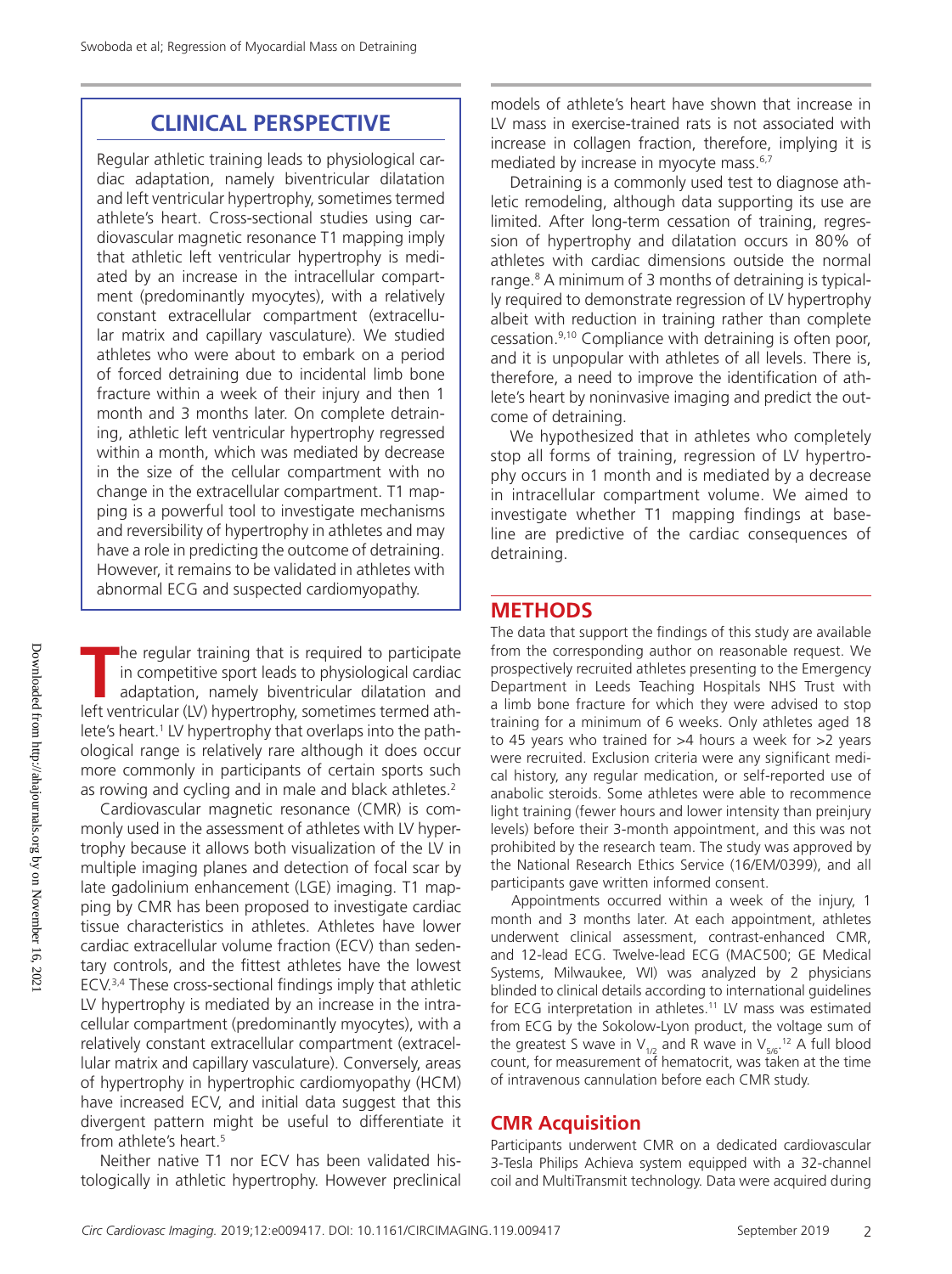## CLINICAL PERSPECTIVE

Regular athletic training leads to physiological cardiac adaptation, namely biventricular dilatation and left ventricular hypertrophy, sometimes termed athlete's heart. Cross-sectional studies using cardiovascular magnetic resonance T1 mapping imply that athletic left ventricular hypertrophy is mediated by an increase in the intracellular compartment (predominantly myocytes), with a relatively constant extracellular compartment (extracellular matrix and capillary vasculature). We studied athletes who were about to embark on a period of forced detraining due to incidental limb bone fracture within a week of their injury and then 1 month and 3 months later. On complete detraining, athletic left ventricular hypertrophy regressed within a month, which was mediated by decrease in the size of the cellular compartment with no change in the extracellular compartment. T1 mapping is a powerful tool to investigate mechanisms and reversibility of hypertrophy in athletes and may have a role in predicting the outcome of detraining. However, it remains to be validated in athletes with abnormal ECG and suspected cardiomyopathy.

The regular training that is required to participate in competitive sport leads to physiological cardiac adaptation, namely biventricular dilatation and left ventricular (LV) hypertrophy, sometimes termed athlete's heart.[1] LV hypertrophy that overlaps into the pathological range is relatively rare although it does occur more commonly in participants of certain sports such as rowing and cycling and in male and black athletes.[2]

Cardiovascular magnetic resonance (CMR) is commonly used in the assessment of athletes with LV hypertrophy because it allows both visualization of the LV in multiple imaging planes and detection of focal scar by late gadolinium enhancement (LGE) imaging. T1 mapping by CMR has been proposed to investigate cardiac tissue characteristics in athletes. Athletes have lower cardiac extracellular volume fraction (ECV) than sedentary controls, and the fittest athletes have the lowest ECV.[3,4] These cross-sectional findings imply that athletic LV hypertrophy is mediated by an increase in the intracellular compartment (predominantly myocytes), with a relatively constant extracellular compartment (extracellular matrix and capillary vasculature). Conversely, areas of hypertrophy in hypertrophic cardiomyopathy (HCM) have increased ECV, and initial data suggest that this divergent pattern might be useful to differentiate it from athlete's heart.[5]

Neither native T1 nor ECV has been validated histologically in athletic hypertrophy. However preclinical models of athlete's heart have shown that increase in LV mass in exercise-trained rats is not associated with increase in collagen fraction, therefore, implying it is mediated by increase in myocyte mass.[6,7]

Detraining is a commonly used test to diagnose athletic remodeling, although data supporting its use are limited. After long-term cessation of training, regression of hypertrophy and dilatation occurs in 80% of athletes with cardiac dimensions outside the normal range.[8] A minimum of 3 months of detraining is typically required to demonstrate regression of LV hypertrophy albeit with reduction in training rather than complete cessation.[9,10] Compliance with detraining is often poor, and it is unpopular with athletes of all levels. There is, therefore, a need to improve the identification of athlete's heart by noninvasive imaging and predict the outcome of detraining.

We hypothesized that in athletes who completely stop all forms of training, regression of LV hypertrophy occurs in 1 month and is mediated by a decrease in intracellular compartment volume. We aimed to investigate whether T1 mapping findings at baseline are predictive of the cardiac consequences of detraining.

## METHODS

The data that support the findings of this study are available from the corresponding author on reasonable request. We prospectively recruited athletes presenting to the Emergency Department in Leeds Teaching Hospitals NHS Trust with a limb bone fracture for which they were advised to stop training for a minimum of 6 weeks. Only athletes aged 18 to 45 years who trained for >4 hours a week for >2 years were recruited. Exclusion criteria were any significant medical history, any regular medication, or self-reported use of anabolic steroids. Some athletes were able to recommence light training (fewer hours and lower intensity than preinjury levels) before their 3-month appointment, and this was not prohibited by the research team. The study was approved by the National Research Ethics Service (16/EM/0399), and all participants gave written informed consent.

Appointments occurred within a week of the injury, 1 month and 3 months later. At each appointment, athletes underwent clinical assessment, contrast-enhanced CMR, and 12-lead ECG. Twelve-lead ECG (MAC500; GE Medical Systems, Milwaukee, WI) was analyzed by 2 physicians blinded to clinical details according to international guidelines for ECG interpretation in athletes.[11] LV mass was estimated from ECG by the Sokolow-Lyon product, the voltage sum of the greatest S wave in $V_{1/2}$ and R wave in $V_{5/6}$.[12] A full blood count, for measurement of hematocrit, was taken at the time of intravenous cannulation before each CMR study.

### CMR Acquisition

Participants underwent CMR on a dedicated cardiovascular 3-Tesla Philips Achieva system equipped with a 32-channel coil and MultiTransmit technology. Data were acquired during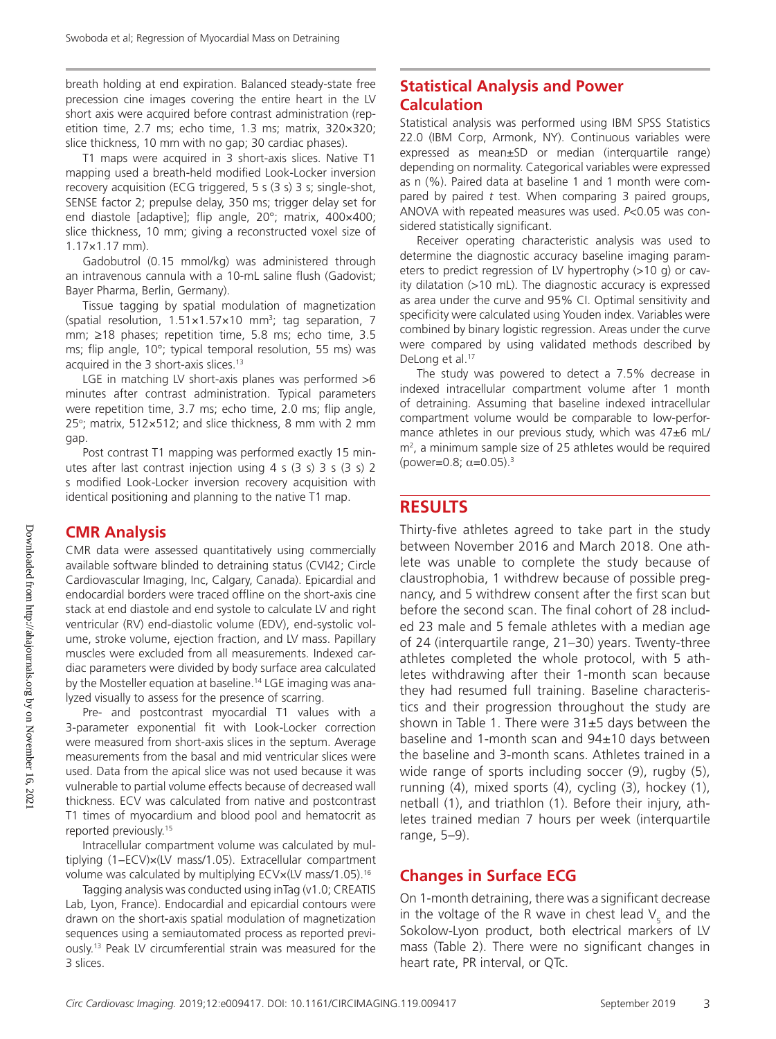breath holding at end expiration. Balanced steady-state free precession cine images covering the entire heart in the LV short axis were acquired before contrast administration (repetition time, 2.7 ms; echo time, 1.3 ms; matrix, 320×320; slice thickness, 10 mm with no gap; 30 cardiac phases).

T1 maps were acquired in 3 short-axis slices. Native T1 mapping used a breath-held modified Look-Locker inversion recovery acquisition (ECG triggered, 5 s (3 s) 3 s; single-shot, SENSE factor 2; prepulse delay, 350 ms; trigger delay set for end diastole [adaptive]; flip angle, 20°; matrix, 400×400; slice thickness, 10 mm; giving a reconstructed voxel size of 1.17×1.17 mm).

Gadobutrol (0.15 mmol/kg) was administered through an intravenous cannula with a 10-mL saline flush (Gadovist; Bayer Pharma, Berlin, Germany).

Tissue tagging by spatial modulation of magnetization (spatial resolution, 1.51×1.57×10 $mm^3$; tag separation, 7 mm; ≥18 phases; repetition time, 5.8 ms; echo time, 3.5 ms; flip angle, 10°; typical temporal resolution, 55 ms) was acquired in the 3 short-axis slices.[13]

LGE in matching LV short-axis planes was performed >6 minutes after contrast administration. Typical parameters were repetition time, 3.7 ms; echo time, 2.0 ms; flip angle, 25°; matrix, 512×512; and slice thickness, 8 mm with 2 mm gap.

Post contrast T1 mapping was performed exactly 15 minutes after last contrast injection using 4 s (3 s) 3 s (3 s) 2 s modified Look-Locker inversion recovery acquisition with identical positioning and planning to the native T1 map.

## CMR Analysis

CMR data were assessed quantitatively using commercially available software blinded to detraining status (CVI42; Circle Cardiovascular Imaging, Inc, Calgary, Canada). Epicardial and endocardial borders were traced offline on the short-axis cine stack at end diastole and end systole to calculate LV and right ventricular (RV) end-diastolic volume (EDV), end-systolic volume, stroke volume, ejection fraction, and LV mass. Papillary muscles were excluded from all measurements. Indexed cardiac parameters were divided by body surface area calculated by the Mosteller equation at baseline.[14] LGE imaging was analyzed visually to assess for the presence of scarring.

Pre- and postcontrast myocardial T1 values with a 3-parameter exponential fit with Look-Locker correction were measured from short-axis slices in the septum. Average measurements from the basal and mid ventricular slices were used. Data from the apical slice was not used because it was vulnerable to partial volume effects because of decreased wall thickness. ECV was calculated from native and postcontrast T1 times of myocardium and blood pool and hematocrit as reported previously.[15]

Intracellular compartment volume was calculated by multiplying (1−ECV)×(LV mass/1.05). Extracellular compartment volume was calculated by multiplying ECV×(LV mass/1.05).[16]

Tagging analysis was conducted using inTag (v1.0; CREATIS Lab, Lyon, France). Endocardial and epicardial contours were drawn on the short-axis spatial modulation of magnetization sequences using a semiautomated process as reported previously.[13] Peak LV circumferential strain was measured for the 3 slices.

## Statistical Analysis and Power Calculation

Statistical analysis was performed using IBM SPSS Statistics 22.0 (IBM Corp, Armonk, NY). Continuous variables were expressed as mean±SD or median (interquartile range) depending on normality. Categorical variables were expressed as n (%). Paired data at baseline 1 and 1 month were compared by paired *t* test. When comparing 3 paired groups, ANOVA with repeated measures was used. $P<0.05$ was considered statistically significant.

Receiver operating characteristic analysis was used to determine the diagnostic accuracy baseline imaging parameters to predict regression of LV hypertrophy (>10 g) or cavity dilatation (>10 mL). The diagnostic accuracy is expressed as area under the curve and 95% CI. Optimal sensitivity and specificity were calculated using Youden index. Variables were combined by binary logistic regression. Areas under the curve were compared by using validated methods described by DeLong et al.[17]

The study was powered to detect a 7.5% decrease in indexed intracellular compartment volume after 1 month of detraining. Assuming that baseline indexed intracellular compartment volume would be comparable to low-performance athletes in our previous study, which was 47±6 mL/$m^2$, a minimum sample size of 25 athletes would be required (power=0.8; $\alpha$=0.05).[3]

# RESULTS

Thirty-five athletes agreed to take part in the study between November 2016 and March 2018. One athlete was unable to complete the study because of claustrophobia, 1 withdrew because of possible pregnancy, and 5 withdrew consent after the first scan but before the second scan. The final cohort of 28 included 23 male and 5 female athletes with a median age of 24 (interquartile range, 21–30) years. Twenty-three athletes completed the whole protocol, with 5 athletes withdrawing after their 1-month scan because they had resumed full training. Baseline characteristics and their progression throughout the study are shown in Table 1. There were 31±5 days between the baseline and 1-month scan and 94±10 days between the baseline and 3-month scans. Athletes trained in a wide range of sports including soccer (9), rugby (5), running (4), mixed sports (4), cycling (3), hockey (1), netball (1), and triathlon (1). Before their injury, athletes trained median 7 hours per week (interquartile range, 5–9).

## Changes in Surface ECG

On 1-month detraining, there was a significant decrease in the voltage of the R wave in chest lead $V_5$ and the Sokolow-Lyon product, both electrical markers of LV mass (Table 2). There were no significant changes in heart rate, PR interval, or QTc.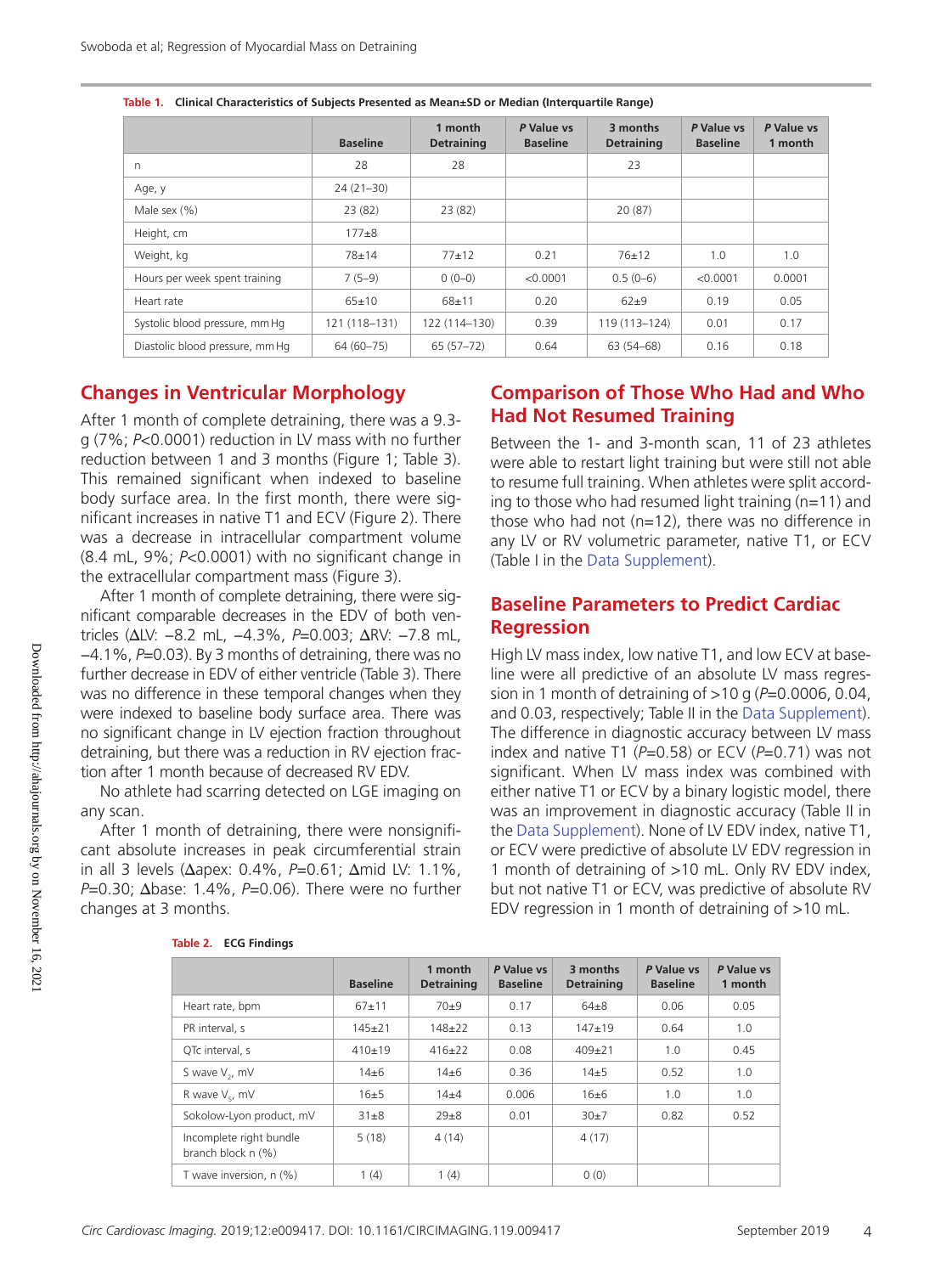**Table 1. Clinical Characteristics of Subjects Presented as Mean±SD or Median (Interquartile Range)**

| | Baseline | 1 month Detraining | *P* Value vs Baseline | 3 months Detraining | *P* Value vs Baseline | *P* Value vs 1 month |
|---|---|---|---|---|---|---|
| n | 28 | 28 | | 23 | | |
| Age, y | 24 (21–30) | | | | | |
| Male sex (%) | 23 (82) | 23 (82) | | 20 (87) | | |
| Height, cm | 177±8 | | | | | |
| Weight, kg | 78±14 | 77±12 | 0.21 | 76±12 | 1.0 | 1.0 |
| Hours per week spent training | 7 (5–9) | 0 (0–0) | <0.0001 | 0.5 (0–6) | <0.0001 | 0.0001 |
| Heart rate | 65±10 | 68±11 | 0.20 | 62±9 | 0.19 | 0.05 |
| Systolic blood pressure, mm Hg | 121 (118–131) | 122 (114–130) | 0.39 | 119 (113–124) | 0.01 | 0.17 |
| Diastolic blood pressure, mm Hg | 64 (60–75) | 65 (57–72) | 0.64 | 63 (54–68) | 0.16 | 0.18 |

## Changes in Ventricular Morphology

After 1 month of complete detraining, there was a 9.3-g (7%; *P*<0.0001) reduction in LV mass with no further reduction between 1 and 3 months (Figure 1; Table 3). This remained significant when indexed to baseline body surface area. In the first month, there were significant increases in native T1 and ECV (Figure 2). There was a decrease in intracellular compartment volume (8.4 mL, 9%; *P*<0.0001) with no significant change in the extracellular compartment mass (Figure 3).

After 1 month of complete detraining, there were significant comparable decreases in the EDV of both ventricles (ΔLV: −8.2 mL, −4.3%, *P*=0.003; ΔRV: −7.8 mL, −4.1%, *P*=0.03). By 3 months of detraining, there was no further decrease in EDV of either ventricle (Table 3). There was no difference in these temporal changes when they were indexed to baseline body surface area. There was no significant change in LV ejection fraction throughout detraining, but there was a reduction in RV ejection fraction after 1 month because of decreased RV EDV.

No athlete had scarring detected on LGE imaging on any scan.

After 1 month of detraining, there were nonsignificant absolute increases in peak circumferential strain in all 3 levels (Δapex: 0.4%, *P*=0.61; Δmid LV: 1.1%, *P*=0.30; Δbase: 1.4%, *P*=0.06). There were no further changes at 3 months.

## Comparison of Those Who Had and Who Had Not Resumed Training

Between the 1- and 3-month scan, 11 of 23 athletes were able to restart light training but were still not able to resume full training. When athletes were split according to those who had resumed light training (n=11) and those who had not (n=12), there was no difference in any LV or RV volumetric parameter, native T1, or ECV (Table I in the Data Supplement).

## Baseline Parameters to Predict Cardiac Regression

High LV mass index, low native T1, and low ECV at baseline were all predictive of an absolute LV mass regression in 1 month of detraining of >10 g (*P*=0.0006, 0.04, and 0.03, respectively; Table II in the Data Supplement). The difference in diagnostic accuracy between LV mass index and native T1 (*P*=0.58) or ECV (*P*=0.71) was not significant. When LV mass index was combined with either native T1 or ECV by a binary logistic model, there was an improvement in diagnostic accuracy (Table II in the Data Supplement). None of LV EDV index, native T1, or ECV were predictive of absolute LV EDV regression in 1 month of detraining of >10 mL. Only RV EDV index, but not native T1 or ECV, was predictive of absolute RV EDV regression in 1 month of detraining of >10 mL.

**Table 2. ECG Findings**

| | Baseline | 1 month Detraining | *P* Value vs Baseline | 3 months Detraining | *P* Value vs Baseline | *P* Value vs 1 month |
|---|---|---|---|---|---|---|
| Heart rate, bpm | 67±11 | 70±9 | 0.17 | 64±8 | 0.06 | 0.05 |
| PR interval, s | 145±21 | 148±22 | 0.13 | 147±19 | 0.64 | 1.0 |
| QTc interval, s | 410±19 | 416±22 | 0.08 | 409±21 | 1.0 | 0.45 |
| S wave $V_2$, mV | 14±6 | 14±6 | 0.36 | 14±5 | 0.52 | 1.0 |
| R wave $V_5$, mV | 16±5 | 14±4 | 0.006 | 16±6 | 1.0 | 1.0 |
| Sokolow-Lyon product, mV | 31±8 | 29±8 | 0.01 | 30±7 | 0.82 | 0.52 |
| Incomplete right bundle branch block n (%) | 5 (18) | 4 (14) | | 4 (17) | | |
| T wave inversion, n (%) | 1 (4) | 1 (4) | | 0 (0) | | |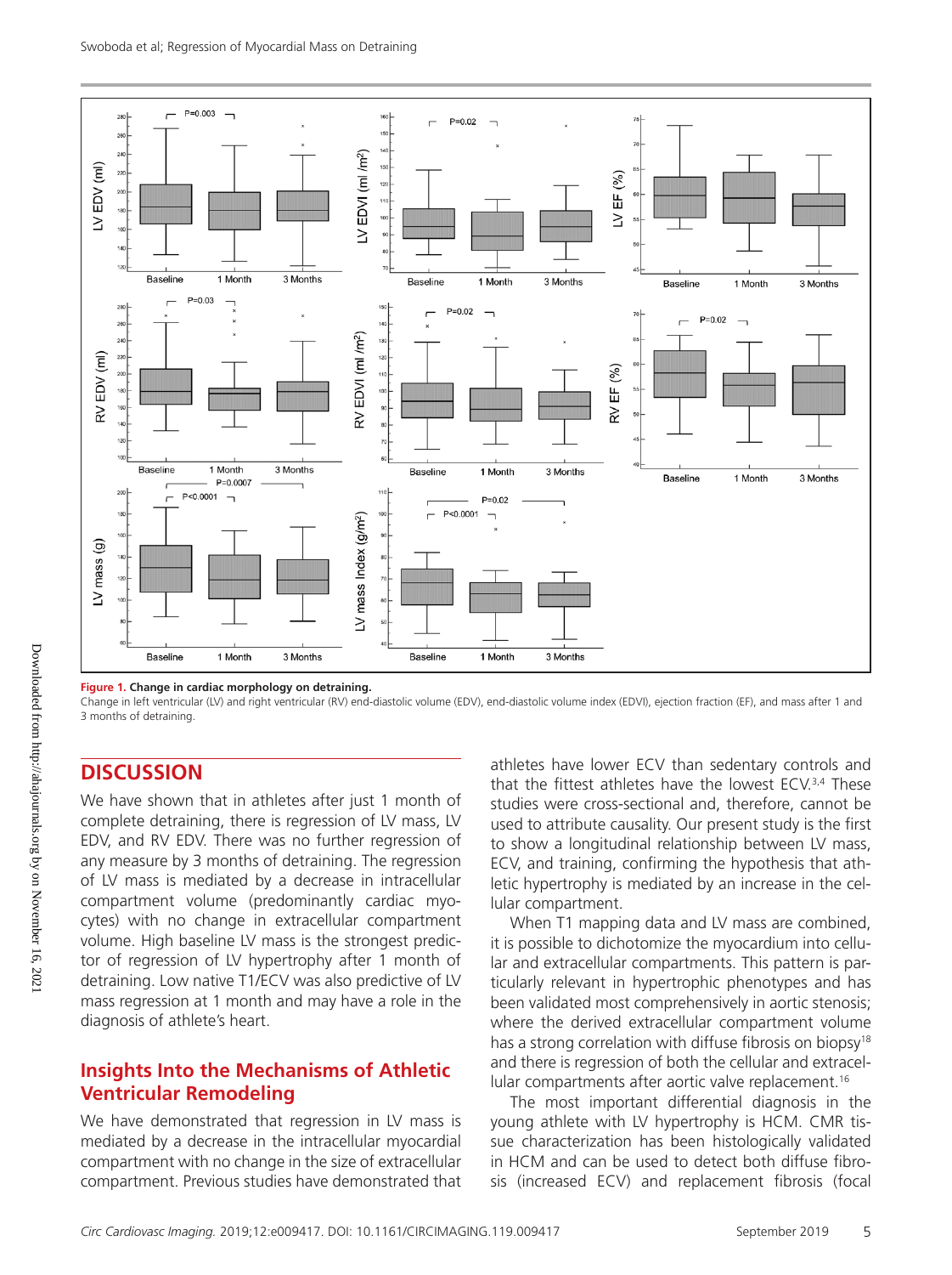**Figure 1. Change in cardiac morphology on detraining.**

Change in left ventricular (LV) and right ventricular (RV) end-diastolic volume (EDV), end-diastolic volume index (EDVI), ejection fraction (EF), and mass after 1 and 3 months of detraining.

## DISCUSSION

We have shown that in athletes after just 1 month of complete detraining, there is regression of LV mass, LV EDV, and RV EDV. There was no further regression of any measure by 3 months of detraining. The regression of LV mass is mediated by a decrease in intracellular compartment volume (predominantly cardiac myocytes) with no change in extracellular compartment volume. High baseline LV mass is the strongest predictor of regression of LV hypertrophy after 1 month of detraining. Low native T1/ECV was also predictive of LV mass regression at 1 month and may have a role in the diagnosis of athlete's heart.

### Insights Into the Mechanisms of Athletic Ventricular Remodeling

We have demonstrated that regression in LV mass is mediated by a decrease in the intracellular myocardial compartment with no change in the size of extracellular compartment. Previous studies have demonstrated that athletes have lower ECV than sedentary controls and that the fittest athletes have the lowest ECV.[3,4] These studies were cross-sectional and, therefore, cannot be used to attribute causality. Our present study is the first to show a longitudinal relationship between LV mass, ECV, and training, confirming the hypothesis that athletic hypertrophy is mediated by an increase in the cellular compartment.

When T1 mapping data and LV mass are combined, it is possible to dichotomize the myocardium into cellular and extracellular compartments. This pattern is particularly relevant in hypertrophic phenotypes and has been validated most comprehensively in aortic stenosis; where the derived extracellular compartment volume has a strong correlation with diffuse fibrosis on biopsy[18] and there is regression of both the cellular and extracellular compartments after aortic valve replacement.[16]

The most important differential diagnosis in the young athlete with LV hypertrophy is HCM. CMR tissue characterization has been histologically validated in HCM and can be used to detect both diffuse fibrosis (increased ECV) and replacement fibrosis (focal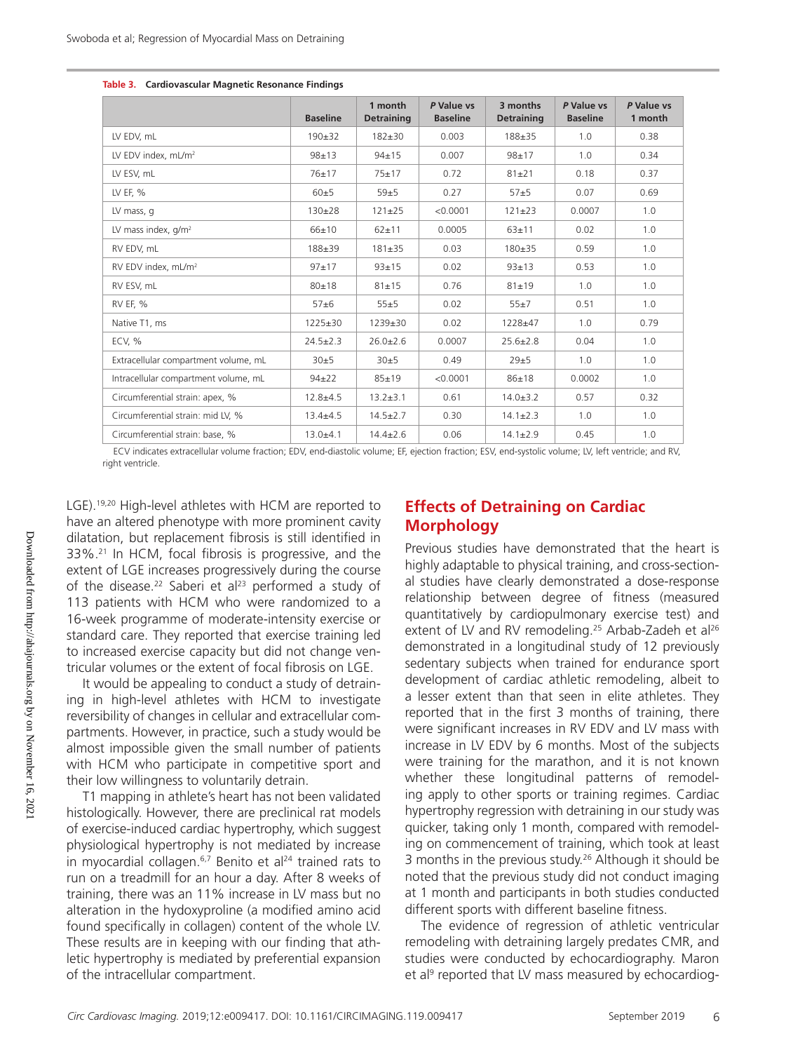**Table 3. Cardiovascular Magnetic Resonance Findings**

| | Baseline | 1 month Detraining | *P* Value vs Baseline | 3 months Detraining | *P* Value vs Baseline | *P* Value vs 1 month |
|---|---|---|---|---|---|---|
| LV EDV, mL | 190±32 | 182±30 | 0.003 | 188±35 | 1.0 | 0.38 |
| LV EDV index, mL/m² | 98±13 | 94±15 | 0.007 | 98±17 | 1.0 | 0.34 |
| LV ESV, mL | 76±17 | 75±17 | 0.72 | 81±21 | 0.18 | 0.37 |
| LV EF, % | 60±5 | 59±5 | 0.27 | 57±5 | 0.07 | 0.69 |
| LV mass, g | 130±28 | 121±25 | <0.0001 | 121±23 | 0.0007 | 1.0 |
| LV mass index, g/m² | 66±10 | 62±11 | 0.0005 | 63±11 | 0.02 | 1.0 |
| RV EDV, mL | 188±39 | 181±35 | 0.03 | 180±35 | 0.59 | 1.0 |
| RV EDV index, mL/m² | 97±17 | 93±15 | 0.02 | 93±13 | 0.53 | 1.0 |
| RV ESV, mL | 80±18 | 81±15 | 0.76 | 81±19 | 1.0 | 1.0 |
| RV EF, % | 57±6 | 55±5 | 0.02 | 55±7 | 0.51 | 1.0 |
| Native T1, ms | 1225±30 | 1239±30 | 0.02 | 1228±47 | 1.0 | 0.79 |
| ECV, % | 24.5±2.3 | 26.0±2.6 | 0.0007 | 25.6±2.8 | 0.04 | 1.0 |
| Extracellular compartment volume, mL | 30±5 | 30±5 | 0.49 | 29±5 | 1.0 | 1.0 |
| Intracellular compartment volume, mL | 94±22 | 85±19 | <0.0001 | 86±18 | 0.0002 | 1.0 |
| Circumferential strain: apex, % | 12.8±4.5 | 13.2±3.1 | 0.61 | 14.0±3.2 | 0.57 | 0.32 |
| Circumferential strain: mid LV, % | 13.4±4.5 | 14.5±2.7 | 0.30 | 14.1±2.3 | 1.0 | 1.0 |
| Circumferential strain: base, % | 13.0±4.1 | 14.4±2.6 | 0.06 | 14.1±2.9 | 0.45 | 1.0 |

ECV indicates extracellular volume fraction; EDV, end-diastolic volume; EF, ejection fraction; ESV, end-systolic volume; LV, left ventricle; and RV, right ventricle.

LGE).[19,20] High-level athletes with HCM are reported to have an altered phenotype with more prominent cavity dilatation, but replacement fibrosis is still identified in 33%.[21] In HCM, focal fibrosis is progressive, and the extent of LGE increases progressively during the course of the disease.[22] Saberi et al[23] performed a study of 113 patients with HCM who were randomized to a 16-week programme of moderate-intensity exercise or standard care. They reported that exercise training led to increased exercise capacity but did not change ventricular volumes or the extent of focal fibrosis on LGE.

It would be appealing to conduct a study of detraining in high-level athletes with HCM to investigate reversibility of changes in cellular and extracellular compartments. However, in practice, such a study would be almost impossible given the small number of patients with HCM who participate in competitive sport and their low willingness to voluntarily detrain.

T1 mapping in athlete's heart has not been validated histologically. However, there are preclinical rat models of exercise-induced cardiac hypertrophy, which suggest physiological hypertrophy is not mediated by increase in myocardial collagen.[6,7] Benito et al[24] trained rats to run on a treadmill for an hour a day. After 8 weeks of training, there was an 11% increase in LV mass but no alteration in the hydoxyproline (a modified amino acid found specifically in collagen) content of the whole LV. These results are in keeping with our finding that athletic hypertrophy is mediated by preferential expansion of the intracellular compartment.

## Effects of Detraining on Cardiac Morphology

Previous studies have demonstrated that the heart is highly adaptable to physical training, and cross-sectional studies have clearly demonstrated a dose-response relationship between degree of fitness (measured quantitatively by cardiopulmonary exercise test) and extent of LV and RV remodeling.[25] Arbab-Zadeh et al[26] demonstrated in a longitudinal study of 12 previously sedentary subjects when trained for endurance sport development of cardiac athletic remodeling, albeit to a lesser extent than that seen in elite athletes. They reported that in the first 3 months of training, there were significant increases in RV EDV and LV mass with increase in LV EDV by 6 months. Most of the subjects were training for the marathon, and it is not known whether these longitudinal patterns of remodeling apply to other sports or training regimes. Cardiac hypertrophy regression with detraining in our study was quicker, taking only 1 month, compared with remodeling on commencement of training, which took at least 3 months in the previous study.[26] Although it should be noted that the previous study did not conduct imaging at 1 month and participants in both studies conducted different sports with different baseline fitness.

The evidence of regression of athletic ventricular remodeling with detraining largely predates CMR, and studies were conducted by echocardiography. Maron et al[9] reported that LV mass measured by echocardiog-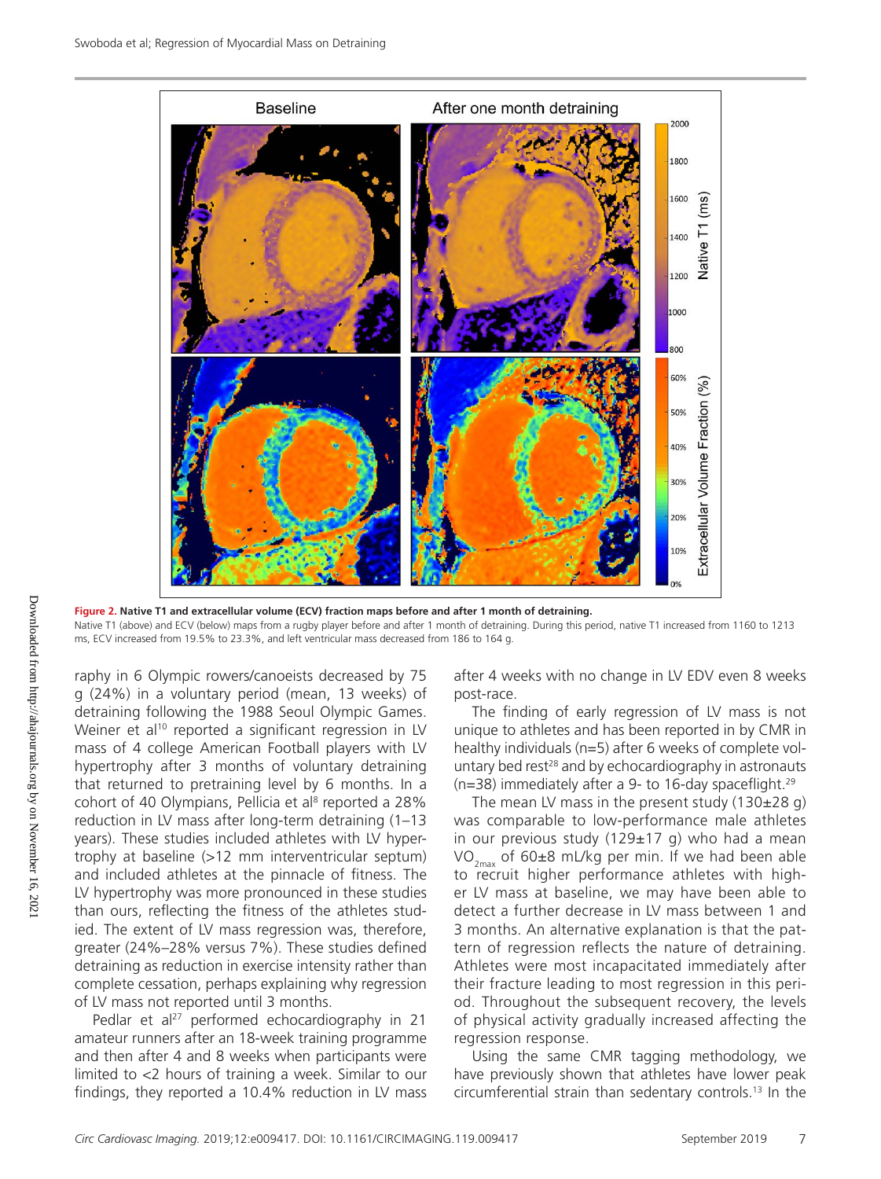**Figure 2. Native T1 and extracellular volume (ECV) fraction maps before and after 1 month of detraining.**

Native T1 (above) and ECV (below) maps from a rugby player before and after 1 month of detraining. During this period, native T1 increased from 1160 to 1213 ms, ECV increased from 19.5% to 23.3%, and left ventricular mass decreased from 186 to 164 g.

raphy in 6 Olympic rowers/canoeists decreased by 75 g (24%) in a voluntary period (mean, 13 weeks) of detraining following the 1988 Seoul Olympic Games. Weiner et al[10] reported a significant regression in LV mass of 4 college American Football players with LV hypertrophy after 3 months of voluntary detraining that returned to pretraining level by 6 months. In a cohort of 40 Olympians, Pellicia et al[8] reported a 28% reduction in LV mass after long-term detraining (1–13 years). These studies included athletes with LV hypertrophy at baseline (>12 mm interventricular septum) and included athletes at the pinnacle of fitness. The LV hypertrophy was more pronounced in these studies than ours, reflecting the fitness of the athletes studied. The extent of LV mass regression was, therefore, greater (24%–28% versus 7%). These studies defined detraining as reduction in exercise intensity rather than complete cessation, perhaps explaining why regression of LV mass not reported until 3 months.

Pedlar et al[27] performed echocardiography in 21 amateur runners after an 18-week training programme and then after 4 and 8 weeks when participants were limited to <2 hours of training a week. Similar to our findings, they reported a 10.4% reduction in LV mass after 4 weeks with no change in LV EDV even 8 weeks post-race.

The finding of early regression of LV mass is not unique to athletes and has been reported in by CMR in healthy individuals (n=5) after 6 weeks of complete voluntary bed rest[28] and by echocardiography in astronauts (n=38) immediately after a 9- to 16-day spaceflight.[29]

The mean LV mass in the present study (130±28 g) was comparable to low-performance male athletes in our previous study (129±17 g) who had a mean $VO_{2max}$ of 60±8 mL/kg per min. If we had been able to recruit higher performance athletes with higher LV mass at baseline, we may have been able to detect a further decrease in LV mass between 1 and 3 months. An alternative explanation is that the pattern of regression reflects the nature of detraining. Athletes were most incapacitated immediately after their fracture leading to most regression in this period. Throughout the subsequent recovery, the levels of physical activity gradually increased affecting the regression response.

Using the same CMR tagging methodology, we have previously shown that athletes have lower peak circumferential strain than sedentary controls.[13] In the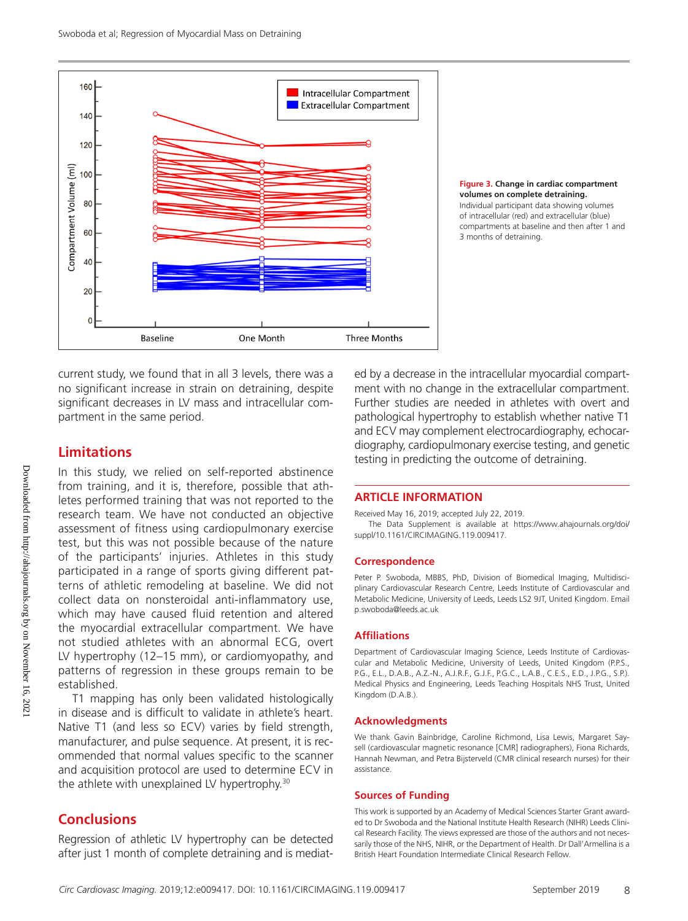Figure 3. **Change in cardiac compartment volumes on complete detraining.** Individual participant data showing volumes of intracellular (red) and extracellular (blue) compartments at baseline and then after 1 and 3 months of detraining.

current study, we found that in all 3 levels, there was a no significant increase in strain on detraining, despite significant decreases in LV mass and intracellular compartment in the same period.

## Limitations

In this study, we relied on self-reported abstinence from training, and it is, therefore, possible that athletes performed training that was not reported to the research team. We have not conducted an objective assessment of fitness using cardiopulmonary exercise test, but this was not possible because of the nature of the participants' injuries. Athletes in this study participated in a range of sports giving different patterns of athletic remodeling at baseline. We did not collect data on nonsteroidal anti-inflammatory use, which may have caused fluid retention and altered the myocardial extracellular compartment. We have not studied athletes with an abnormal ECG, overt LV hypertrophy (12–15 mm), or cardiomyopathy, and patterns of regression in these groups remain to be established.

T1 mapping has only been validated histologically in disease and is difficult to validate in athlete's heart. Native T1 (and less so ECV) varies by field strength, manufacturer, and pulse sequence. At present, it is recommended that normal values specific to the scanner and acquisition protocol are used to determine ECV in the athlete with unexplained LV hypertrophy.[30]

## Conclusions

Regression of athletic LV hypertrophy can be detected after just 1 month of complete detraining and is mediated by a decrease in the intracellular myocardial compartment with no change in the extracellular compartment. Further studies are needed in athletes with overt and pathological hypertrophy to establish whether native T1 and ECV may complement electrocardiography, echocardiography, cardiopulmonary exercise testing, and genetic testing in predicting the outcome of detraining.

## ARTICLE INFORMATION

Received May 16, 2019; accepted July 22, 2019.

The Data Supplement is available at https://www.ahajournals.org/doi/suppl/10.1161/CIRCIMAGING.119.009417.

### Correspondence

Peter P. Swoboda, MBBS, PhD, Division of Biomedical Imaging, Multidisciplinary Cardiovascular Research Centre, Leeds Institute of Cardiovascular and Metabolic Medicine, University of Leeds, Leeds LS2 9JT, United Kingdom. Email p.swoboda@leeds.ac.uk

### Affiliations

Department of Cardiovascular Imaging Science, Leeds Institute of Cardiovascular and Metabolic Medicine, University of Leeds, United Kingdom (P.P.S., P.G., E.L., D.A.B., A.Z.-N., A.J.R.F., G.J.F., P.G.C., L.A.B., C.E.S., E.D., J.P.G., S.P.). Medical Physics and Engineering, Leeds Teaching Hospitals NHS Trust, United Kingdom (D.A.B.).

### Acknowledgments

We thank Gavin Bainbridge, Caroline Richmond, Lisa Lewis, Margaret Saysell (cardiovascular magnetic resonance [CMR] radiographers), Fiona Richards, Hannah Newman, and Petra Bijsterveld (CMR clinical research nurses) for their assistance.

### Sources of Funding

This work is supported by an Academy of Medical Sciences Starter Grant awarded to Dr Swoboda and the National Institute Health Research (NIHR) Leeds Clinical Research Facility. The views expressed are those of the authors and not necessarily those of the NHS, NIHR, or the Department of Health. Dr Dall'Armellina is a British Heart Foundation Intermediate Clinical Research Fellow.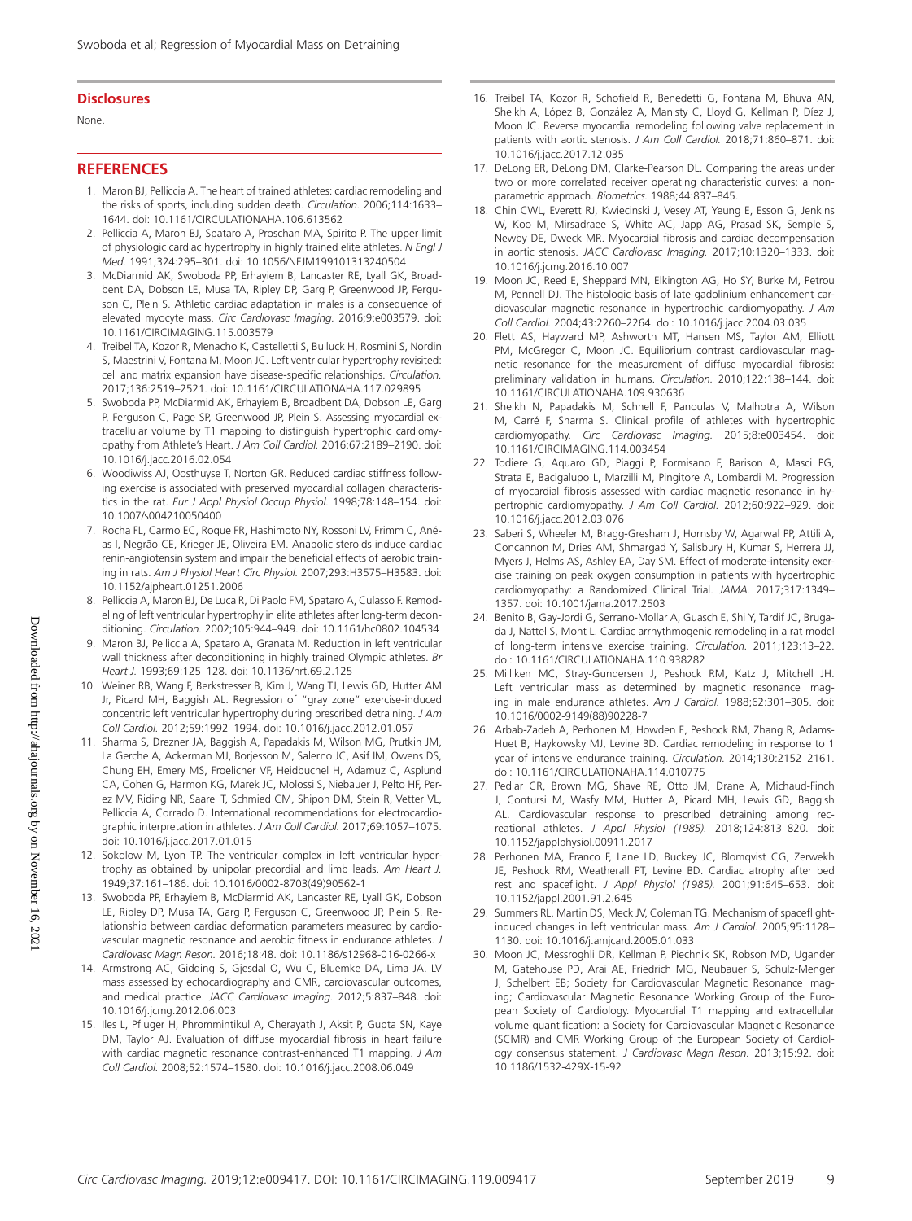### Disclosures

None.

## REFERENCES

1. Maron BJ, Pelliccia A. The heart of trained athletes: cardiac remodeling and the risks of sports, including sudden death. *Circulation.* 2006;114:1633–1644. doi: 10.1161/CIRCULATIONAHA.106.613562
2. Pelliccia A, Maron BJ, Spataro A, Proschan MA, Spirito P. The upper limit of physiologic cardiac hypertrophy in highly trained elite athletes. *N Engl J Med.* 1991;324:295–301. doi: 10.1056/NEJM199101313240504
3. McDiarmid AK, Swoboda PP, Erhayiem B, Lancaster RE, Lyall GK, Broadbent DA, Dobson LE, Musa TA, Ripley DP, Garg P, Greenwood JP, Ferguson C, Plein S. Athletic cardiac adaptation in males is a consequence of elevated myocyte mass. *Circ Cardiovasc Imaging.* 2016;9:e003579. doi: 10.1161/CIRCIMAGING.115.003579
4. Treibel TA, Kozor R, Menacho K, Castelletti S, Bulluck H, Rosmini S, Nordin S, Maestrini V, Fontana M, Moon JC. Left ventricular hypertrophy revisited: cell and matrix expansion have disease-specific relationships. *Circulation.* 2017;136:2519–2521. doi: 10.1161/CIRCULATIONAHA.117.029895
5. Swoboda PP, McDiarmid AK, Erhayiem B, Broadbent DA, Dobson LE, Garg P, Ferguson C, Page SP, Greenwood JP, Plein S. Assessing myocardial extracellular volume by T1 mapping to distinguish hypertrophic cardiomyopathy from Athlete's Heart. *J Am Coll Cardiol.* 2016;67:2189–2190. doi: 10.1016/j.jacc.2016.02.054
6. Woodiwiss AJ, Oosthuyse T, Norton GR. Reduced cardiac stiffness following exercise is associated with preserved myocardial collagen characteristics in the rat. *Eur J Appl Physiol Occup Physiol.* 1998;78:148–154. doi: 10.1007/s004210050400
7. Rocha FL, Carmo EC, Roque FR, Hashimoto NY, Rossoni LV, Frimm C, Anéas I, Negrão CE, Krieger JE, Oliveira EM. Anabolic steroids induce cardiac renin-angiotensin system and impair the beneficial effects of aerobic training in rats. *Am J Physiol Heart Circ Physiol.* 2007;293:H3575–H3583. doi: 10.1152/ajpheart.01251.2006
8. Pelliccia A, Maron BJ, De Luca R, Di Paolo FM, Spataro A, Culasso F. Remodeling of left ventricular hypertrophy in elite athletes after long-term deconditioning. *Circulation.* 2002;105:944–949. doi: 10.1161/hc0802.104534
9. Maron BJ, Pelliccia A, Spataro A, Granata M. Reduction in left ventricular wall thickness after deconditioning in highly trained Olympic athletes. *Br Heart J.* 1993;69:125–128. doi: 10.1136/hrt.69.2.125
10. Weiner RB, Wang F, Berkstresser B, Kim J, Wang TJ, Lewis GD, Hutter AM Jr, Picard MH, Baggish AL. Regression of "gray zone" exercise-induced concentric left ventricular hypertrophy during prescribed detraining. *J Am Coll Cardiol.* 2012;59:1992–1994. doi: 10.1016/j.jacc.2012.01.057
11. Sharma S, Drezner JA, Baggish A, Papadakis M, Wilson MG, Prutkin JM, La Gerche A, Ackerman MJ, Borjesson M, Salerno JC, Asif IM, Owens DS, Chung EH, Emery MS, Froelicher VF, Heidbuchel H, Adamuz C, Asplund CA, Cohen G, Harmon KG, Marek JC, Molossi S, Niebauer J, Pelto HF, Perez MV, Riding NR, Saarel T, Schmied CM, Shipon DM, Stein R, Vetter VL, Pelliccia A, Corrado D. International recommendations for electrocardiographic interpretation in athletes. *J Am Coll Cardiol.* 2017;69:1057–1075. doi: 10.1016/j.jacc.2017.01.015
12. Sokolow M, Lyon TP. The ventricular complex in left ventricular hypertrophy as obtained by unipolar precordial and limb leads. *Am Heart J.* 1949;37:161–186. doi: 10.1016/0002-8703(49)90562-1
13. Swoboda PP, Erhayiem B, McDiarmid AK, Lancaster RE, Lyall GK, Dobson LE, Ripley DP, Musa TA, Garg P, Ferguson C, Greenwood JP, Plein S. Relationship between cardiac deformation parameters measured by cardiovascular magnetic resonance and aerobic fitness in endurance athletes. *J Cardiovasc Magn Reson.* 2016;18:48. doi: 10.1186/s12968-016-0266-x
14. Armstrong AC, Gidding S, Gjesdal O, Wu C, Bluemke DA, Lima JA. LV mass assessed by echocardiography and CMR, cardiovascular outcomes, and medical practice. *JACC Cardiovasc Imaging.* 2012;5:837–848. doi: 10.1016/j.jcmg.2012.06.003
15. Iles L, Pfluger H, Phrommintikul A, Cherayath J, Aksit P, Gupta SN, Kaye DM, Taylor AJ. Evaluation of diffuse myocardial fibrosis in heart failure with cardiac magnetic resonance contrast-enhanced T1 mapping. *J Am Coll Cardiol.* 2008;52:1574–1580. doi: 10.1016/j.jacc.2008.06.049
16. Treibel TA, Kozor R, Schofield R, Benedetti G, Fontana M, Bhuva AN, Sheikh A, López B, González A, Manisty C, Lloyd G, Kellman P, Díez J, Moon JC. Reverse myocardial remodeling following valve replacement in patients with aortic stenosis. *J Am Coll Cardiol.* 2018;71:860–871. doi: 10.1016/j.jacc.2017.12.035
17. DeLong ER, DeLong DM, Clarke-Pearson DL. Comparing the areas under two or more correlated receiver operating characteristic curves: a nonparametric approach. *Biometrics.* 1988;44:837–845.
18. Chin CWL, Everett RJ, Kwiecinski J, Vesey AT, Yeung E, Esson G, Jenkins W, Koo M, Mirsadraee S, White AC, Japp AG, Prasad SK, Semple S, Newby DE, Dweck MR. Myocardial fibrosis and cardiac decompensation in aortic stenosis. *JACC Cardiovasc Imaging.* 2017;10:1320–1333. doi: 10.1016/j.jcmg.2016.10.007
19. Moon JC, Reed E, Sheppard MN, Elkington AG, Ho SY, Burke M, Petrou M, Pennell DJ. The histologic basis of late gadolinium enhancement cardiovascular magnetic resonance in hypertrophic cardiomyopathy. *J Am Coll Cardiol.* 2004;43:2260–2264. doi: 10.1016/j.jacc.2004.03.035
20. Flett AS, Hayward MP, Ashworth MT, Hansen MS, Taylor AM, Elliott PM, McGregor C, Moon JC. Equilibrium contrast cardiovascular magnetic resonance for the measurement of diffuse myocardial fibrosis: preliminary validation in humans. *Circulation.* 2010;122:138–144. doi: 10.1161/CIRCULATIONAHA.109.930636
21. Sheikh N, Papadakis M, Schnell F, Panoulas V, Malhotra A, Wilson M, Carré F, Sharma S. Clinical profile of athletes with hypertrophic cardiomyopathy. *Circ Cardiovasc Imaging.* 2015;8:e003454. doi: 10.1161/CIRCIMAGING.114.003454
22. Todiere G, Aquaro GD, Piaggi P, Formisano F, Barison A, Masci PG, Strata E, Bacigalupo L, Marzilli M, Pingitore A, Lombardi M. Progression of myocardial fibrosis assessed with cardiac magnetic resonance in hypertrophic cardiomyopathy. *J Am Coll Cardiol.* 2012;60:922–929. doi: 10.1016/j.jacc.2012.03.076
23. Saberi S, Wheeler M, Bragg-Gresham J, Hornsby W, Agarwal PP, Attili A, Concannon M, Dries AM, Shmargad Y, Salisbury H, Kumar S, Herrera JJ, Myers J, Helms AS, Ashley EA, Day SM. Effect of moderate-intensity exercise training on peak oxygen consumption in patients with hypertrophic cardiomyopathy: a Randomized Clinical Trial. *JAMA.* 2017;317:1349–1357. doi: 10.1001/jama.2017.2503
24. Benito B, Gay-Jordi G, Serrano-Mollar A, Guasch E, Shi Y, Tardif JC, Brugada J, Nattel S, Mont L. Cardiac arrhythmogenic remodeling in a rat model of long-term intensive exercise training. *Circulation.* 2011;123:13–22. doi: 10.1161/CIRCULATIONAHA.110.938282
25. Milliken MC, Stray-Gundersen J, Peshock RM, Katz J, Mitchell JH. Left ventricular mass as determined by magnetic resonance imaging in male endurance athletes. *Am J Cardiol.* 1988;62:301–305. doi: 10.1016/0002-9149(88)90228-7
26. Arbab-Zadeh A, Perhonen M, Howden E, Peshock RM, Zhang R, Adams-Huet B, Haykowsky MJ, Levine BD. Cardiac remodeling in response to 1 year of intensive endurance training. *Circulation.* 2014;130:2152–2161. doi: 10.1161/CIRCULATIONAHA.114.010775
27. Pedlar CR, Brown MG, Shave RE, Otto JM, Drane A, Michaud-Finch J, Contursi M, Wasfy MM, Hutter A, Picard MH, Lewis GD, Baggish AL. Cardiovascular response to prescribed detraining among recreational athletes. *J Appl Physiol (1985).* 2018;124:813–820. doi: 10.1152/japplphysiol.00911.2017
28. Perhonen MA, Franco F, Lane LD, Buckey JC, Blomqvist CG, Zerwekh JE, Peshock RM, Weatherall PT, Levine BD. Cardiac atrophy after bed rest and spaceflight. *J Appl Physiol (1985).* 2001;91:645–653. doi: 10.1152/jappl.2001.91.2.645
29. Summers RL, Martin DS, Meck JV, Coleman TG. Mechanism of spaceflight-induced changes in left ventricular mass. *Am J Cardiol.* 2005;95:1128–1130. doi: 10.1016/j.amjcard.2005.01.033
30. Moon JC, Messroghli DR, Kellman P, Piechnik SK, Robson MD, Ugander M, Gatehouse PD, Arai AE, Friedrich MG, Neubauer S, Schulz-Menger J, Schelbert EB; Society for Cardiovascular Magnetic Resonance Imaging; Cardiovascular Magnetic Resonance Working Group of the European Society of Cardiology. Myocardial T1 mapping and extracellular volume quantification: a Society for Cardiovascular Magnetic Resonance (SCMR) and CMR Working Group of the European Society of Cardiology consensus statement. *J Cardiovasc Magn Reson.* 2013;15:92. doi: 10.1186/1532-429X-15-92